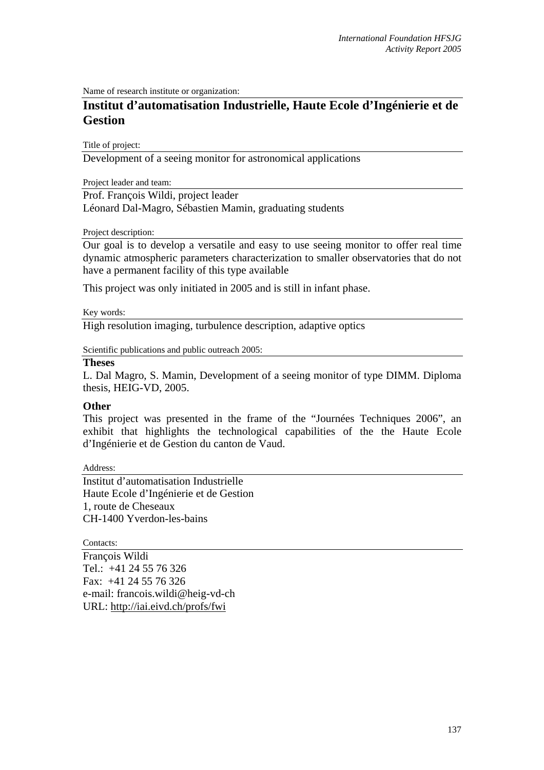Name of research institute or organization:

## Institut d'automatisation Industrielle, Haute Ecole d'Ingénierie et de Gestion

Title of project:

Development of a seeing monitor for astronomical applications

Project leader and team:

Prof. François Wildi, project leader
Léonard Dal-Magro, Sébastien Mamin, graduating students

Project description:

Our goal is to develop a versatile and easy to use seeing monitor to offer real time dynamic atmospheric parameters characterization to smaller observatories that do not have a permanent facility of this type available

This project was only initiated in 2005 and is still in infant phase.

Key words:

High resolution imaging, turbulence description, adaptive optics

Scientific publications and public outreach 2005:

**Theses**

L. Dal Magro, S. Mamin, Development of a seeing monitor of type DIMM. Diploma thesis, HEIG-VD, 2005.

**Other**

This project was presented in the frame of the "Journées Techniques 2006", an exhibit that highlights the technological capabilities of the the Haute Ecole d'Ingénierie et de Gestion du canton de Vaud.

Address:

Institut d'automatisation Industrielle
Haute Ecole d'Ingénierie et de Gestion
1, route de Cheseaux
CH-1400 Yverdon-les-bains

Contacts:

François Wildi
Tel.: +41 24 55 76 326
Fax: +41 24 55 76 326
e-mail: francois.wildi@heig-vd-ch
URL: http://iai.eivd.ch/profs/fwi